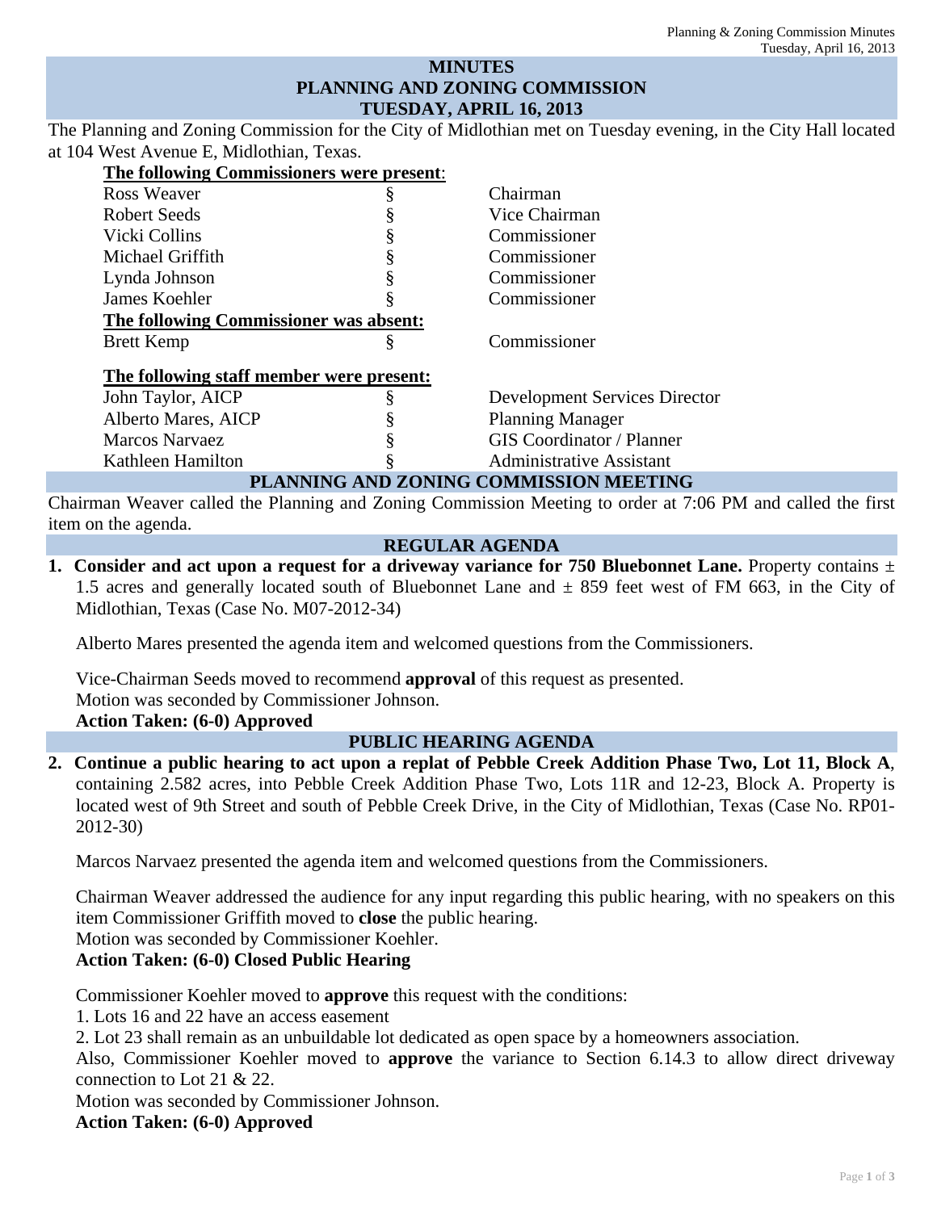# MINUTES
# PLANNING AND ZONING COMMISSION
# TUESDAY, APRIL 16, 2013

The Planning and Zoning Commission for the City of Midlothian met on Tuesday evening, in the City Hall located at 104 West Avenue E, Midlothian, Texas.

**The following Commissioners were present:**

| | | |
|---|---|---|
| Ross Weaver | § | Chairman |
| Robert Seeds | § | Vice Chairman |
| Vicki Collins | § | Commissioner |
| Michael Griffith | § | Commissioner |
| Lynda Johnson | § | Commissioner |
| James Koehler | § | Commissioner |

**The following Commissioner was absent:**

| | | |
|---|---|---|
| Brett Kemp | § | Commissioner |

**The following staff member were present:**

| | | |
|---|---|---|
| John Taylor, AICP | § | Development Services Director |
| Alberto Mares, AICP | § | Planning Manager |
| Marcos Narvaez | § | GIS Coordinator / Planner |
| Kathleen Hamilton | § | Administrative Assistant |

## PLANNING AND ZONING COMMISSION MEETING

Chairman Weaver called the Planning and Zoning Commission Meeting to order at 7:06 PM and called the first item on the agenda.

## REGULAR AGENDA

1. **Consider and act upon a request for a driveway variance for 750 Bluebonnet Lane.** Property contains ± 1.5 acres and generally located south of Bluebonnet Lane and ± 859 feet west of FM 663, in the City of Midlothian, Texas (Case No. M07-2012-34)

   Alberto Mares presented the agenda item and welcomed questions from the Commissioners.

   Vice-Chairman Seeds moved to recommend **approval** of this request as presented.
   Motion was seconded by Commissioner Johnson.
   **Action Taken: (6-0) Approved**

## PUBLIC HEARING AGENDA

2. **Continue a public hearing to act upon a replat of Pebble Creek Addition Phase Two, Lot 11, Block A**, containing 2.582 acres, into Pebble Creek Addition Phase Two, Lots 11R and 12-23, Block A. Property is located west of 9th Street and south of Pebble Creek Drive, in the City of Midlothian, Texas (Case No. RP01-2012-30)

   Marcos Narvaez presented the agenda item and welcomed questions from the Commissioners.

   Chairman Weaver addressed the audience for any input regarding this public hearing, with no speakers on this item Commissioner Griffith moved to **close** the public hearing.
   Motion was seconded by Commissioner Koehler.
   **Action Taken: (6-0) Closed Public Hearing**

   Commissioner Koehler moved to **approve** this request with the conditions:
   1. Lots 16 and 22 have an access easement
   2. Lot 23 shall remain as an unbuildable lot dedicated as open space by a homeowners association.
   Also, Commissioner Koehler moved to **approve** the variance to Section 6.14.3 to allow direct driveway connection to Lot 21 & 22.
   Motion was seconded by Commissioner Johnson.
   **Action Taken: (6-0) Approved**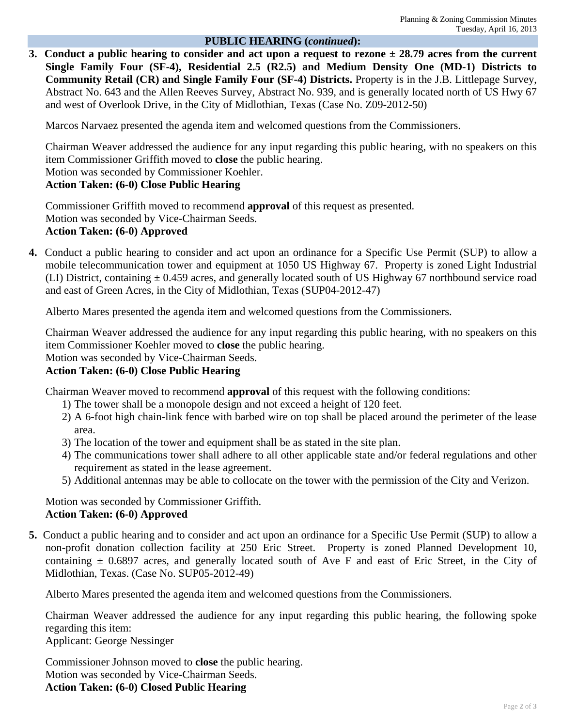**PUBLIC HEARING (*continued*):**

**3. Conduct a public hearing to consider and act upon a request to rezone ± 28.79 acres from the current Single Family Four (SF-4), Residential 2.5 (R2.5) and Medium Density One (MD-1) Districts to Community Retail (CR) and Single Family Four (SF-4) Districts.** Property is in the J.B. Littlepage Survey, Abstract No. 643 and the Allen Reeves Survey, Abstract No. 939, and is generally located north of US Hwy 67 and west of Overlook Drive, in the City of Midlothian, Texas (Case No. Z09-2012-50)

Marcos Narvaez presented the agenda item and welcomed questions from the Commissioners.

Chairman Weaver addressed the audience for any input regarding this public hearing, with no speakers on this item Commissioner Griffith moved to **close** the public hearing.
Motion was seconded by Commissioner Koehler.
**Action Taken: (6-0) Close Public Hearing**

Commissioner Griffith moved to recommend **approval** of this request as presented.
Motion was seconded by Vice-Chairman Seeds.
**Action Taken: (6-0) Approved**

**4.** Conduct a public hearing to consider and act upon an ordinance for a Specific Use Permit (SUP) to allow a mobile telecommunication tower and equipment at 1050 US Highway 67. Property is zoned Light Industrial (LI) District, containing ± 0.459 acres, and generally located south of US Highway 67 northbound service road and east of Green Acres, in the City of Midlothian, Texas (SUP04-2012-47)

Alberto Mares presented the agenda item and welcomed questions from the Commissioners.

Chairman Weaver addressed the audience for any input regarding this public hearing, with no speakers on this item Commissioner Koehler moved to **close** the public hearing.
Motion was seconded by Vice-Chairman Seeds.
**Action Taken: (6-0) Close Public Hearing**

Chairman Weaver moved to recommend **approval** of this request with the following conditions:

1) The tower shall be a monopole design and not exceed a height of 120 feet.
2) A 6-foot high chain-link fence with barbed wire on top shall be placed around the perimeter of the lease area.
3) The location of the tower and equipment shall be as stated in the site plan.
4) The communications tower shall adhere to all other applicable state and/or federal regulations and other requirement as stated in the lease agreement.
5) Additional antennas may be able to collocate on the tower with the permission of the City and Verizon.

Motion was seconded by Commissioner Griffith.
**Action Taken: (6-0) Approved**

**5.** Conduct a public hearing and to consider and act upon an ordinance for a Specific Use Permit (SUP) to allow a non-profit donation collection facility at 250 Eric Street. Property is zoned Planned Development 10, containing ± 0.6897 acres, and generally located south of Ave F and east of Eric Street, in the City of Midlothian, Texas. (Case No. SUP05-2012-49)

Alberto Mares presented the agenda item and welcomed questions from the Commissioners.

Chairman Weaver addressed the audience for any input regarding this public hearing, the following spoke regarding this item:
Applicant: George Nessinger

Commissioner Johnson moved to **close** the public hearing.
Motion was seconded by Vice-Chairman Seeds.
**Action Taken: (6-0) Closed Public Hearing**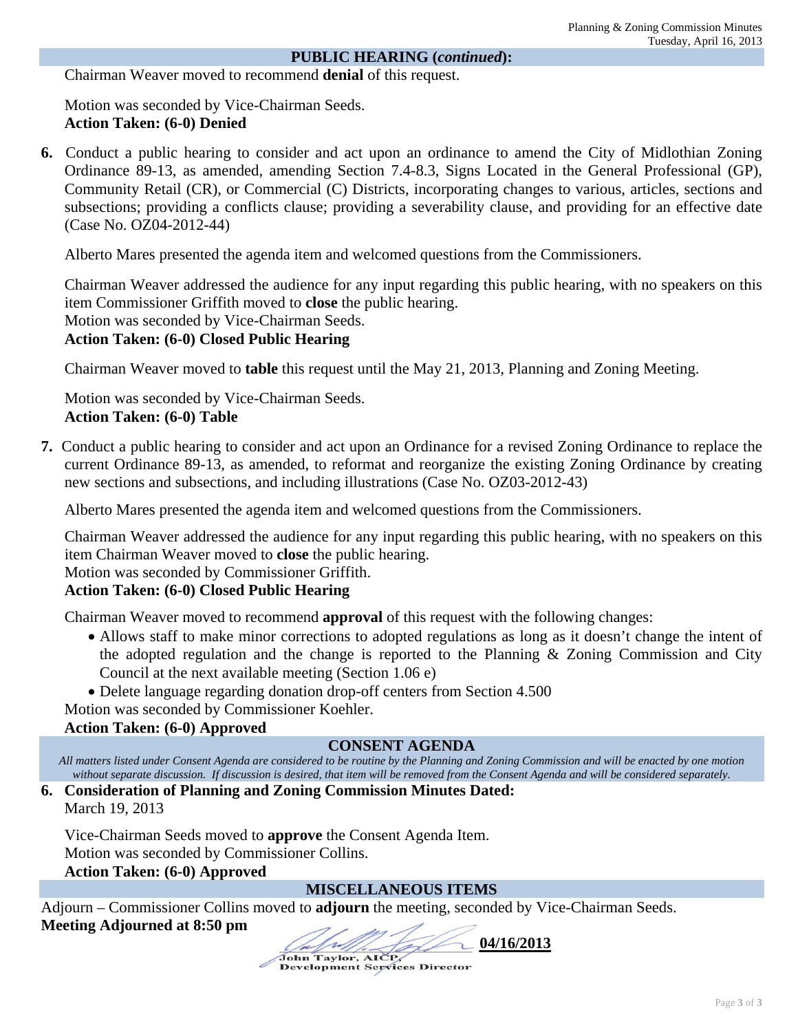## PUBLIC HEARING (*continued*):

Chairman Weaver moved to recommend **denial** of this request.

Motion was seconded by Vice-Chairman Seeds.
**Action Taken: (6-0) Denied**

**6.** Conduct a public hearing to consider and act upon an ordinance to amend the City of Midlothian Zoning Ordinance 89-13, as amended, amending Section 7.4-8.3, Signs Located in the General Professional (GP), Community Retail (CR), or Commercial (C) Districts, incorporating changes to various, articles, sections and subsections; providing a conflicts clause; providing a severability clause, and providing for an effective date (Case No. OZ04-2012-44)

Alberto Mares presented the agenda item and welcomed questions from the Commissioners.

Chairman Weaver addressed the audience for any input regarding this public hearing, with no speakers on this item Commissioner Griffith moved to **close** the public hearing.
Motion was seconded by Vice-Chairman Seeds.
**Action Taken: (6-0) Closed Public Hearing**

Chairman Weaver moved to **table** this request until the May 21, 2013, Planning and Zoning Meeting.

Motion was seconded by Vice-Chairman Seeds.
**Action Taken: (6-0) Table**

**7.** Conduct a public hearing to consider and act upon an Ordinance for a revised Zoning Ordinance to replace the current Ordinance 89-13, as amended, to reformat and reorganize the existing Zoning Ordinance by creating new sections and subsections, and including illustrations (Case No. OZ03-2012-43)

Alberto Mares presented the agenda item and welcomed questions from the Commissioners.

Chairman Weaver addressed the audience for any input regarding this public hearing, with no speakers on this item Chairman Weaver moved to **close** the public hearing.
Motion was seconded by Commissioner Griffith.
**Action Taken: (6-0) Closed Public Hearing**

Chairman Weaver moved to recommend **approval** of this request with the following changes:

- Allows staff to make minor corrections to adopted regulations as long as it doesn't change the intent of the adopted regulation and the change is reported to the Planning & Zoning Commission and City Council at the next available meeting (Section 1.06 e)
- Delete language regarding donation drop-off centers from Section 4.500

Motion was seconded by Commissioner Koehler.
**Action Taken: (6-0) Approved**

## CONSENT AGENDA

*All matters listed under Consent Agenda are considered to be routine by the Planning and Zoning Commission and will be enacted by one motion without separate discussion. If discussion is desired, that item will be removed from the Consent Agenda and will be considered separately.*

**6. Consideration of Planning and Zoning Commission Minutes Dated:**
March 19, 2013

Vice-Chairman Seeds moved to **approve** the Consent Agenda Item.
Motion was seconded by Commissioner Collins.
**Action Taken: (6-0) Approved**

## MISCELLANEOUS ITEMS

Adjourn – Commissioner Collins moved to **adjourn** the meeting, seconded by Vice-Chairman Seeds.
**Meeting Adjourned at 8:50 pm**

**04/16/2013**

John Taylor, AICP,
Development Services Director